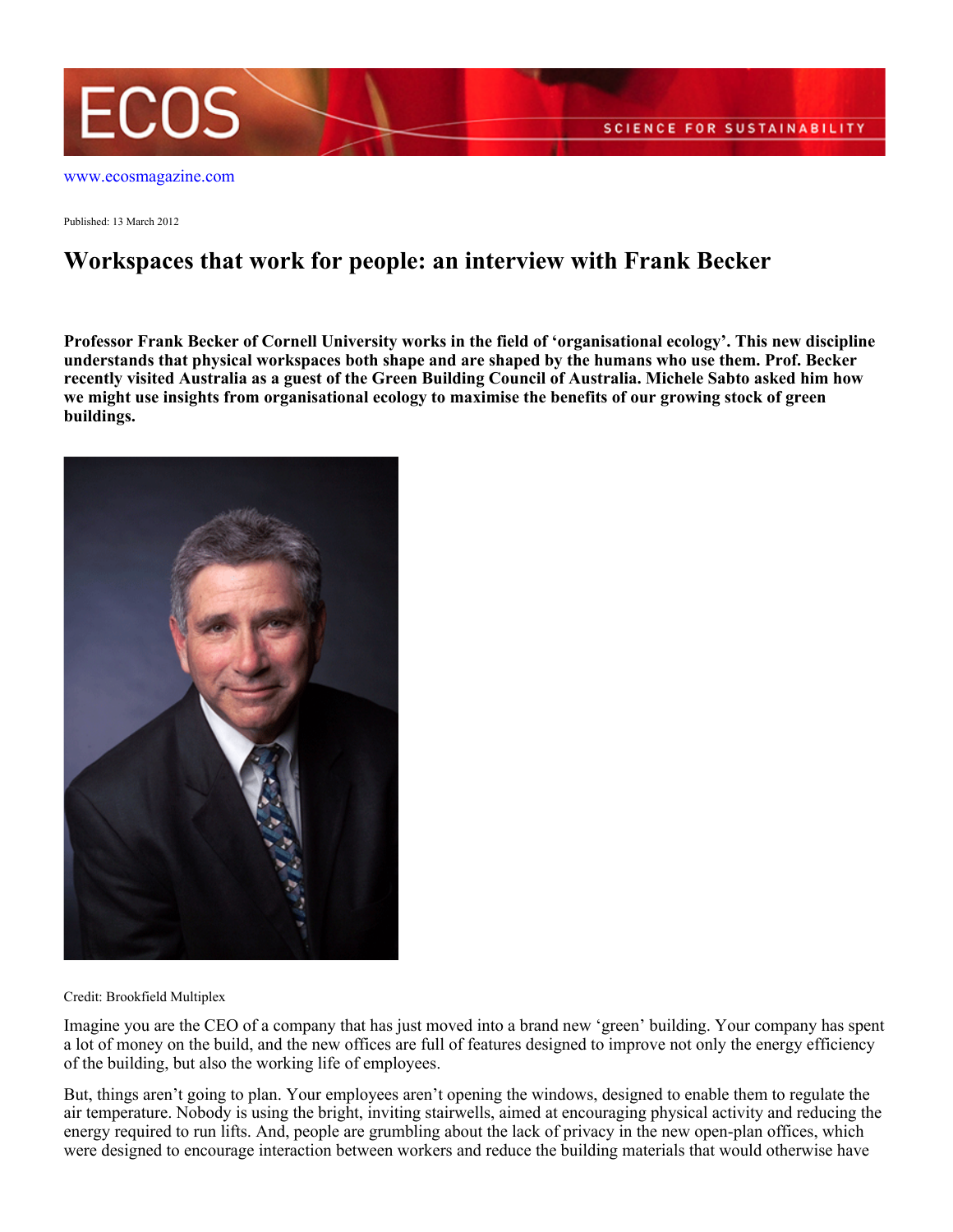www.ecosmagazine.com

Published: 13 March 2012

# Workspaces that work for people: an interview with Frank Becker

**Professor Frank Becker of Cornell University works in the field of 'organisational ecology'. This new discipline understands that physical workspaces both shape and are shaped by the humans who use them. Prof. Becker recently visited Australia as a guest of the Green Building Council of Australia. Michele Sabto asked him how we might use insights from organisational ecology to maximise the benefits of our growing stock of green buildings.**

Credit: Brookfield Multiplex

Imagine you are the CEO of a company that has just moved into a brand new 'green' building. Your company has spent a lot of money on the build, and the new offices are full of features designed to improve not only the energy efficiency of the building, but also the working life of employees.

But, things aren't going to plan. Your employees aren't opening the windows, designed to enable them to regulate the air temperature. Nobody is using the bright, inviting stairwells, aimed at encouraging physical activity and reducing the energy required to run lifts. And, people are grumbling about the lack of privacy in the new open-plan offices, which were designed to encourage interaction between workers and reduce the building materials that would otherwise have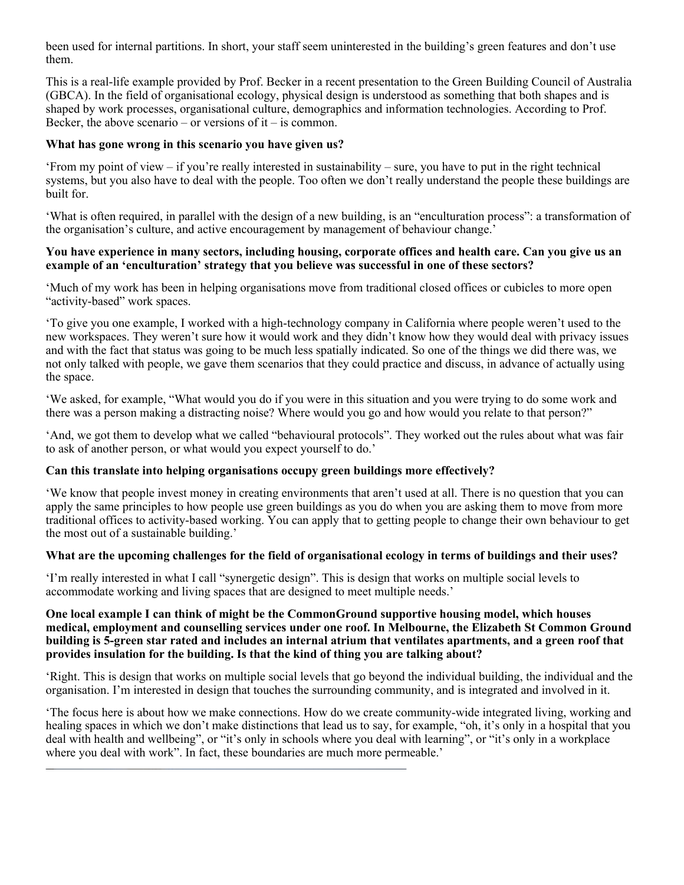been used for internal partitions. In short, your staff seem uninterested in the building's green features and don't use them.

This is a real-life example provided by Prof. Becker in a recent presentation to the Green Building Council of Australia (GBCA). In the field of organisational ecology, physical design is understood as something that both shapes and is shaped by work processes, organisational culture, demographics and information technologies. According to Prof. Becker, the above scenario – or versions of it – is common.

**What has gone wrong in this scenario you have given us?**

'From my point of view – if you're really interested in sustainability – sure, you have to put in the right technical systems, but you also have to deal with the people. Too often we don't really understand the people these buildings are built for.

'What is often required, in parallel with the design of a new building, is an "enculturation process": a transformation of the organisation's culture, and active encouragement by management of behaviour change.'

**You have experience in many sectors, including housing, corporate offices and health care. Can you give us an example of an 'enculturation' strategy that you believe was successful in one of these sectors?**

'Much of my work has been in helping organisations move from traditional closed offices or cubicles to more open "activity-based" work spaces.

'To give you one example, I worked with a high-technology company in California where people weren't used to the new workspaces. They weren't sure how it would work and they didn't know how they would deal with privacy issues and with the fact that status was going to be much less spatially indicated. So one of the things we did there was, we not only talked with people, we gave them scenarios that they could practice and discuss, in advance of actually using the space.

'We asked, for example, "What would you do if you were in this situation and you were trying to do some work and there was a person making a distracting noise? Where would you go and how would you relate to that person?"

'And, we got them to develop what we called "behavioural protocols". They worked out the rules about what was fair to ask of another person, or what would you expect yourself to do.'

**Can this translate into helping organisations occupy green buildings more effectively?**

'We know that people invest money in creating environments that aren't used at all. There is no question that you can apply the same principles to how people use green buildings as you do when you are asking them to move from more traditional offices to activity-based working. You can apply that to getting people to change their own behaviour to get the most out of a sustainable building.'

**What are the upcoming challenges for the field of organisational ecology in terms of buildings and their uses?**

'I'm really interested in what I call "synergetic design". This is design that works on multiple social levels to accommodate working and living spaces that are designed to meet multiple needs.'

**One local example I can think of might be the CommonGround supportive housing model, which houses medical, employment and counselling services under one roof. In Melbourne, the Elizabeth St Common Ground building is 5-green star rated and includes an internal atrium that ventilates apartments, and a green roof that provides insulation for the building. Is that the kind of thing you are talking about?**

'Right. This is design that works on multiple social levels that go beyond the individual building, the individual and the organisation. I'm interested in design that touches the surrounding community, and is integrated and involved in it.

'The focus here is about how we make connections. How do we create community-wide integrated living, working and healing spaces in which we don't make distinctions that lead us to say, for example, "oh, it's only in a hospital that you deal with health and wellbeing", or "it's only in schools where you deal with learning", or "it's only in a workplace where you deal with work". In fact, these boundaries are much more permeable.'

---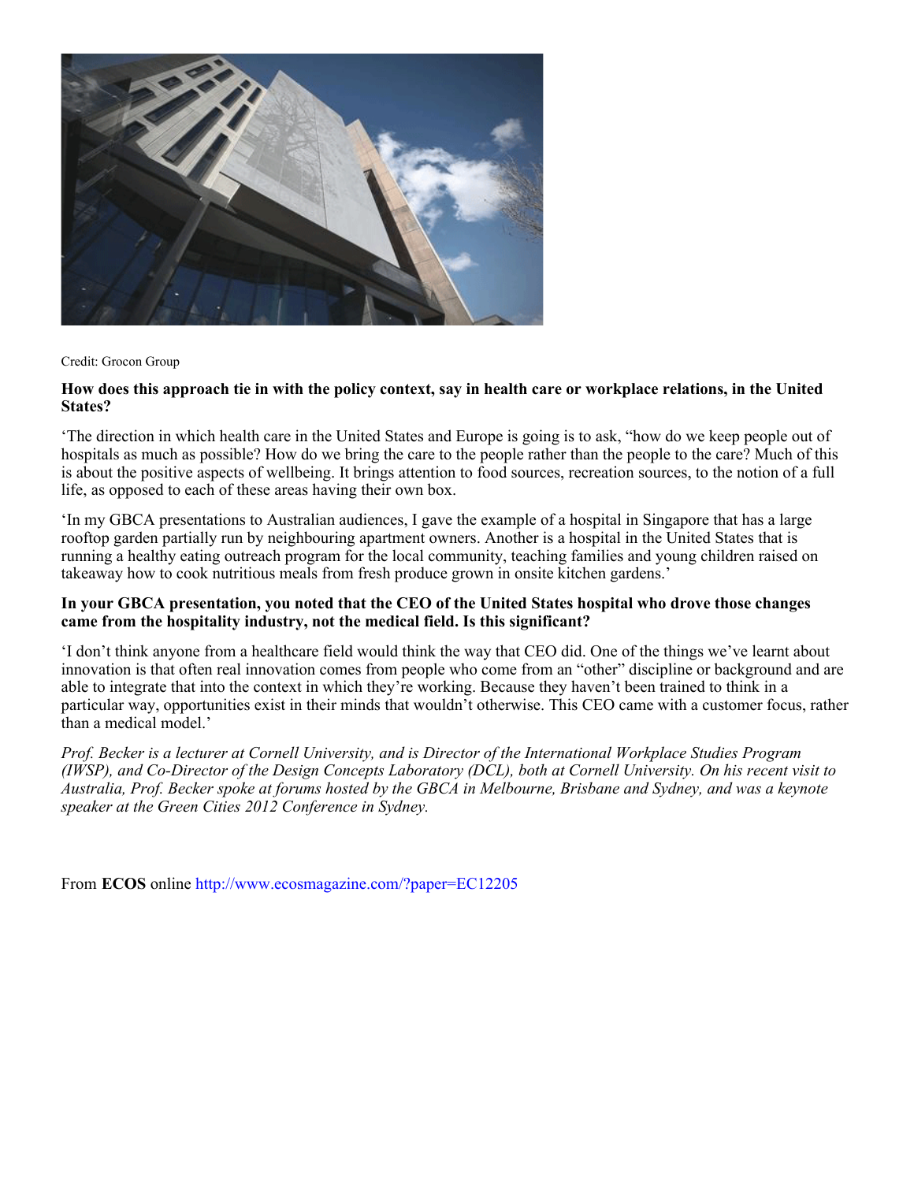Credit: Grocon Group

**How does this approach tie in with the policy context, say in health care or workplace relations, in the United States?**

'The direction in which health care in the United States and Europe is going is to ask, "how do we keep people out of hospitals as much as possible? How do we bring the care to the people rather than the people to the care? Much of this is about the positive aspects of wellbeing. It brings attention to food sources, recreation sources, to the notion of a full life, as opposed to each of these areas having their own box.

'In my GBCA presentations to Australian audiences, I gave the example of a hospital in Singapore that has a large rooftop garden partially run by neighbouring apartment owners. Another is a hospital in the United States that is running a healthy eating outreach program for the local community, teaching families and young children raised on takeaway how to cook nutritious meals from fresh produce grown in onsite kitchen gardens.'

**In your GBCA presentation, you noted that the CEO of the United States hospital who drove those changes came from the hospitality industry, not the medical field. Is this significant?**

'I don't think anyone from a healthcare field would think the way that CEO did. One of the things we've learnt about innovation is that often real innovation comes from people who come from an "other" discipline or background and are able to integrate that into the context in which they're working. Because they haven't been trained to think in a particular way, opportunities exist in their minds that wouldn't otherwise. This CEO came with a customer focus, rather than a medical model.'

*Prof. Becker is a lecturer at Cornell University, and is Director of the International Workplace Studies Program (IWSP), and Co-Director of the Design Concepts Laboratory (DCL), both at Cornell University. On his recent visit to Australia, Prof. Becker spoke at forums hosted by the GBCA in Melbourne, Brisbane and Sydney, and was a keynote speaker at the Green Cities 2012 Conference in Sydney.*

From **ECOS** online http://www.ecosmagazine.com/?paper=EC12205